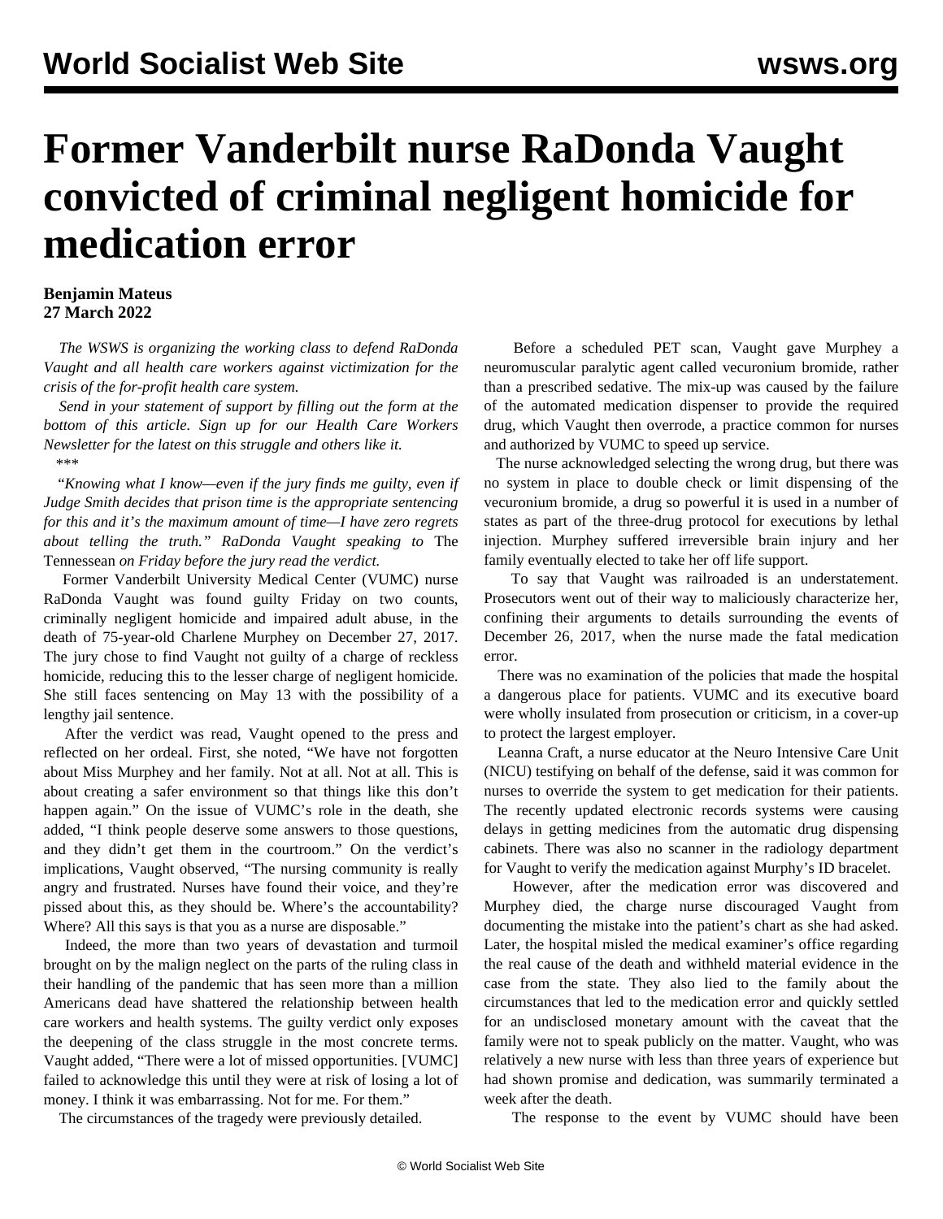# Former Vanderbilt nurse RaDonda Vaught convicted of criminal negligent homicide for medication error

**Benjamin Mateus**
**27 March 2022**

*The WSWS is organizing the working class to defend RaDonda Vaught and all health care workers against victimization for the crisis of the for-profit health care system.*

*Send in your statement of support by filling out the form at the bottom of this article. Sign up for our Health Care Workers Newsletter for the latest on this struggle and others like it.*

\*\*\*

*"Knowing what I know—even if the jury finds me guilty, even if Judge Smith decides that prison time is the appropriate sentencing for this and it's the maximum amount of time—I have zero regrets about telling the truth." RaDonda Vaught speaking to* The Tennessean *on Friday before the jury read the verdict.*

Former Vanderbilt University Medical Center (VUMC) nurse RaDonda Vaught was found guilty Friday on two counts, criminally negligent homicide and impaired adult abuse, in the death of 75-year-old Charlene Murphey on December 27, 2017. The jury chose to find Vaught not guilty of a charge of reckless homicide, reducing this to the lesser charge of negligent homicide. She still faces sentencing on May 13 with the possibility of a lengthy jail sentence.

After the verdict was read, Vaught opened to the press and reflected on her ordeal. First, she noted, "We have not forgotten about Miss Murphey and her family. Not at all. Not at all. This is about creating a safer environment so that things like this don't happen again." On the issue of VUMC's role in the death, she added, "I think people deserve some answers to those questions, and they didn't get them in the courtroom." On the verdict's implications, Vaught observed, "The nursing community is really angry and frustrated. Nurses have found their voice, and they're pissed about this, as they should be. Where's the accountability? Where? All this says is that you as a nurse are disposable."

Indeed, the more than two years of devastation and turmoil brought on by the malign neglect on the parts of the ruling class in their handling of the pandemic that has seen more than a million Americans dead have shattered the relationship between health care workers and health systems. The guilty verdict only exposes the deepening of the class struggle in the most concrete terms. Vaught added, "There were a lot of missed opportunities. [VUMC] failed to acknowledge this until they were at risk of losing a lot of money. I think it was embarrassing. Not for me. For them."

The circumstances of the tragedy were previously detailed.

Before a scheduled PET scan, Vaught gave Murphey a neuromuscular paralytic agent called vecuronium bromide, rather than a prescribed sedative. The mix-up was caused by the failure of the automated medication dispenser to provide the required drug, which Vaught then overrode, a practice common for nurses and authorized by VUMC to speed up service.

The nurse acknowledged selecting the wrong drug, but there was no system in place to double check or limit dispensing of the vecuronium bromide, a drug so powerful it is used in a number of states as part of the three-drug protocol for executions by lethal injection. Murphey suffered irreversible brain injury and her family eventually elected to take her off life support.

To say that Vaught was railroaded is an understatement. Prosecutors went out of their way to maliciously characterize her, confining their arguments to details surrounding the events of December 26, 2017, when the nurse made the fatal medication error.

There was no examination of the policies that made the hospital a dangerous place for patients. VUMC and its executive board were wholly insulated from prosecution or criticism, in a cover-up to protect the largest employer.

Leanna Craft, a nurse educator at the Neuro Intensive Care Unit (NICU) testifying on behalf of the defense, said it was common for nurses to override the system to get medication for their patients. The recently updated electronic records systems were causing delays in getting medicines from the automatic drug dispensing cabinets. There was also no scanner in the radiology department for Vaught to verify the medication against Murphy's ID bracelet.

However, after the medication error was discovered and Murphey died, the charge nurse discouraged Vaught from documenting the mistake into the patient's chart as she had asked. Later, the hospital misled the medical examiner's office regarding the real cause of the death and withheld material evidence in the case from the state. They also lied to the family about the circumstances that led to the medication error and quickly settled for an undisclosed monetary amount with the caveat that the family were not to speak publicly on the matter. Vaught, who was relatively a new nurse with less than three years of experience but had shown promise and dedication, was summarily terminated a week after the death.

The response to the event by VUMC should have been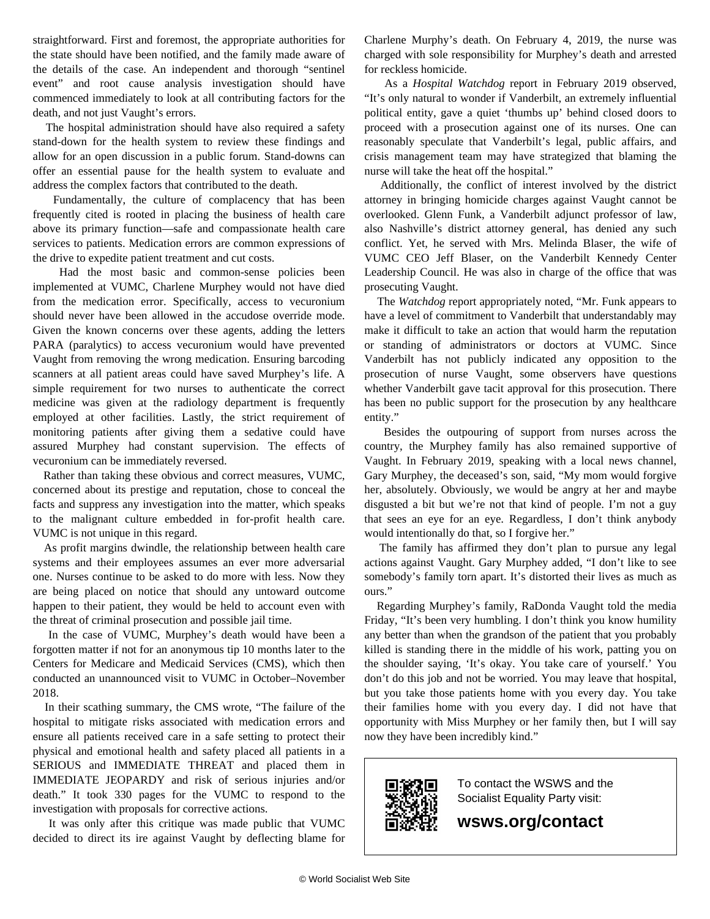straightforward. First and foremost, the appropriate authorities for the state should have been notified, and the family made aware of the details of the case. An independent and thorough "sentinel event" and root cause analysis investigation should have commenced immediately to look at all contributing factors for the death, and not just Vaught's errors.

The hospital administration should have also required a safety stand-down for the health system to review these findings and allow for an open discussion in a public forum. Stand-downs can offer an essential pause for the health system to evaluate and address the complex factors that contributed to the death.

Fundamentally, the culture of complacency that has been frequently cited is rooted in placing the business of health care above its primary function—safe and compassionate health care services to patients. Medication errors are common expressions of the drive to expedite patient treatment and cut costs.

Had the most basic and common-sense policies been implemented at VUMC, Charlene Murphey would not have died from the medication error. Specifically, access to vecuronium should never have been allowed in the accudose override mode. Given the known concerns over these agents, adding the letters PARA (paralytics) to access vecuronium would have prevented Vaught from removing the wrong medication. Ensuring barcoding scanners at all patient areas could have saved Murphey's life. A simple requirement for two nurses to authenticate the correct medicine was given at the radiology department is frequently employed at other facilities. Lastly, the strict requirement of monitoring patients after giving them a sedative could have assured Murphey had constant supervision. The effects of vecuronium can be immediately reversed.

Rather than taking these obvious and correct measures, VUMC, concerned about its prestige and reputation, chose to conceal the facts and suppress any investigation into the matter, which speaks to the malignant culture embedded in for-profit health care. VUMC is not unique in this regard.

As profit margins dwindle, the relationship between health care systems and their employees assumes an ever more adversarial one. Nurses continue to be asked to do more with less. Now they are being placed on notice that should any untoward outcome happen to their patient, they would be held to account even with the threat of criminal prosecution and possible jail time.

In the case of VUMC, Murphey's death would have been a forgotten matter if not for an anonymous tip 10 months later to the Centers for Medicare and Medicaid Services (CMS), which then conducted an unannounced visit to VUMC in October–November 2018.

In their scathing summary, the CMS wrote, "The failure of the hospital to mitigate risks associated with medication errors and ensure all patients received care in a safe setting to protect their physical and emotional health and safety placed all patients in a SERIOUS and IMMEDIATE THREAT and placed them in IMMEDIATE JEOPARDY and risk of serious injuries and/or death." It took 330 pages for the VUMC to respond to the investigation with proposals for corrective actions.

It was only after this critique was made public that VUMC decided to direct its ire against Vaught by deflecting blame for Charlene Murphey's death. On February 4, 2019, the nurse was charged with sole responsibility for Murphey's death and arrested for reckless homicide.

As a *Hospital Watchdog* report in February 2019 observed, "It's only natural to wonder if Vanderbilt, an extremely influential political entity, gave a quiet 'thumbs up' behind closed doors to proceed with a prosecution against one of its nurses. One can reasonably speculate that Vanderbilt's legal, public affairs, and crisis management team may have strategized that blaming the nurse will take the heat off the hospital."

Additionally, the conflict of interest involved by the district attorney in bringing homicide charges against Vaught cannot be overlooked. Glenn Funk, a Vanderbilt adjunct professor of law, also Nashville's district attorney general, has denied any such conflict. Yet, he served with Mrs. Melinda Blaser, the wife of VUMC CEO Jeff Blaser, on the Vanderbilt Kennedy Center Leadership Council. He was also in charge of the office that was prosecuting Vaught.

The *Watchdog* report appropriately noted, "Mr. Funk appears to have a level of commitment to Vanderbilt that understandably may make it difficult to take an action that would harm the reputation or standing of administrators or doctors at VUMC. Since Vanderbilt has not publicly indicated any opposition to the prosecution of nurse Vaught, some observers have questions whether Vanderbilt gave tacit approval for this prosecution. There has been no public support for the prosecution by any healthcare entity."

Besides the outpouring of support from nurses across the country, the Murphey family has also remained supportive of Vaught. In February 2019, speaking with a local news channel, Gary Murphey, the deceased's son, said, "My mom would forgive her, absolutely. Obviously, we would be angry at her and maybe disgusted a bit but we're not that kind of people. I'm not a guy that sees an eye for an eye. Regardless, I don't think anybody would intentionally do that, so I forgive her."

The family has affirmed they don't plan to pursue any legal actions against Vaught. Gary Murphey added, "I don't like to see somebody's family torn apart. It's distorted their lives as much as ours."

Regarding Murphey's family, RaDonda Vaught told the media Friday, "It's been very humbling. I don't think you know humility any better than when the grandson of the patient that you probably killed is standing there in the middle of his work, patting you on the shoulder saying, 'It's okay. You take care of yourself.' You don't do this job and not be worried. You may leave that hospital, but you take those patients home with you every day. You take their families home with you every day. I did not have that opportunity with Miss Murphey or her family then, but I will say now they have been incredibly kind."

To contact the WSWS and the Socialist Equality Party visit:

**wsws.org/contact**